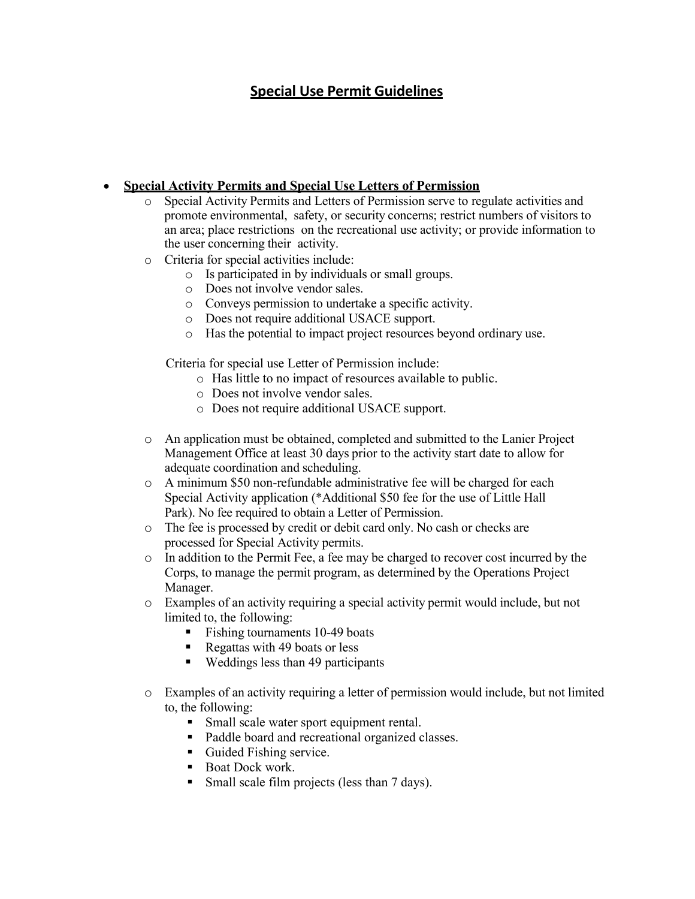# Special Use Permit Guidelines

- **Special Activity Permits and Special Use Letters of Permission**
  - Special Activity Permits and Letters of Permission serve to regulate activities and promote environmental, safety, or security concerns; restrict numbers of visitors to an area; place restrictions on the recreational use activity; or provide information to the user concerning their activity.
  - Criteria for special activities include:
    - Is participated in by individuals or small groups.
    - Does not involve vendor sales.
    - Conveys permission to undertake a specific activity.
    - Does not require additional USACE support.
    - Has the potential to impact project resources beyond ordinary use.

    Criteria for special use Letter of Permission include:
    - Has little to no impact of resources available to public.
    - Does not involve vendor sales.
    - Does not require additional USACE support.

  - An application must be obtained, completed and submitted to the Lanier Project Management Office at least 30 days prior to the activity start date to allow for adequate coordination and scheduling.
  - A minimum $50 non-refundable administrative fee will be charged for each Special Activity application (*Additional $50 fee for the use of Little Hall Park). No fee required to obtain a Letter of Permission.
  - The fee is processed by credit or debit card only. No cash or checks are processed for Special Activity permits.
  - In addition to the Permit Fee, a fee may be charged to recover cost incurred by the Corps, to manage the permit program, as determined by the Operations Project Manager.
  - Examples of an activity requiring a special activity permit would include, but not limited to, the following:
    - Fishing tournaments 10-49 boats
    - Regattas with 49 boats or less
    - Weddings less than 49 participants
  - Examples of an activity requiring a letter of permission would include, but not limited to, the following:
    - Small scale water sport equipment rental.
    - Paddle board and recreational organized classes.
    - Guided Fishing service.
    - Boat Dock work.
    - Small scale film projects (less than 7 days).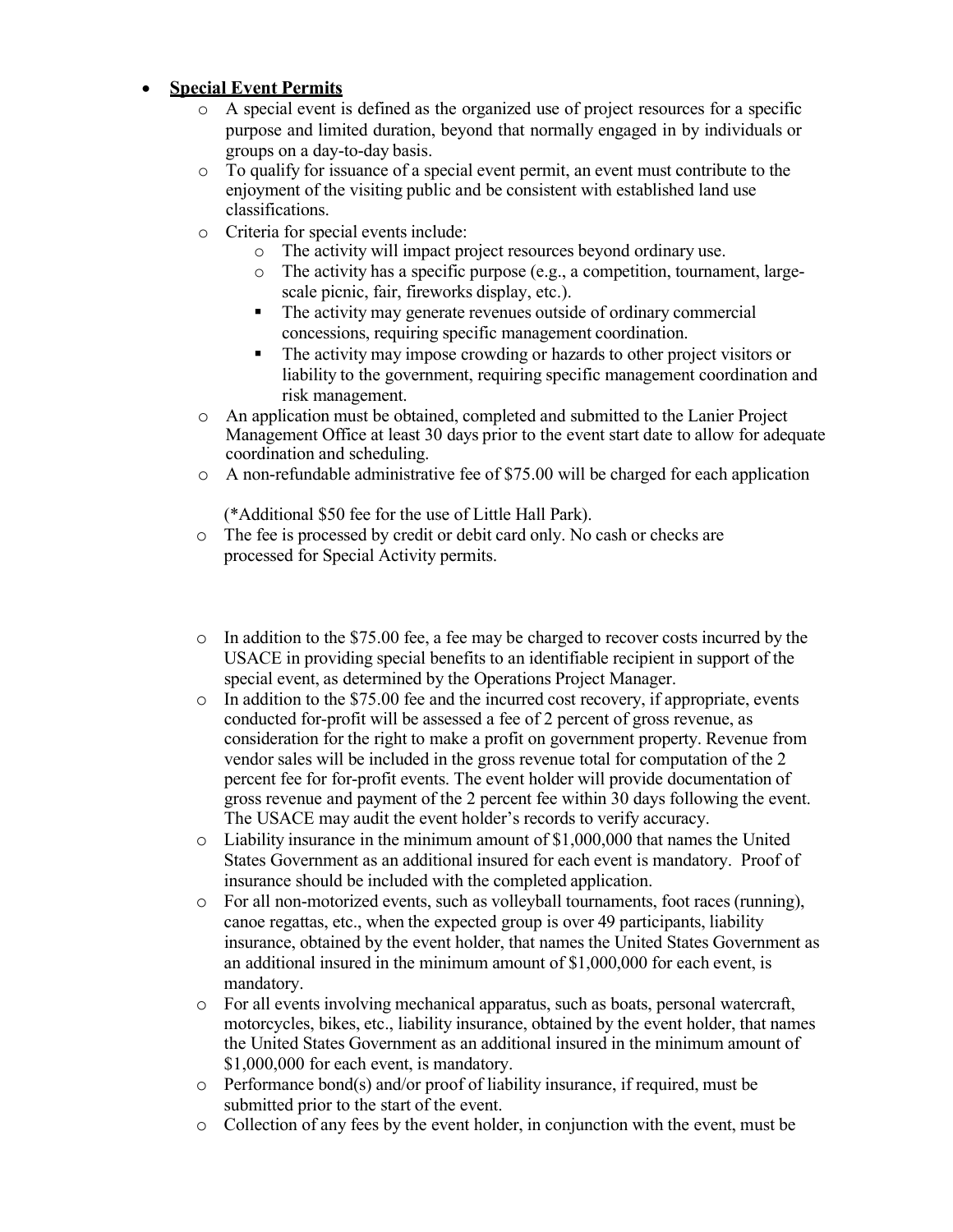- **<u>Special Event Permits</u>**
  - A special event is defined as the organized use of project resources for a specific purpose and limited duration, beyond that normally engaged in by individuals or groups on a day-to-day basis.
  - To qualify for issuance of a special event permit, an event must contribute to the enjoyment of the visiting public and be consistent with established land use classifications.
  - Criteria for special events include:
    - The activity will impact project resources beyond ordinary use.
    - The activity has a specific purpose (e.g., a competition, tournament, large-scale picnic, fair, fireworks display, etc.).
      - The activity may generate revenues outside of ordinary commercial concessions, requiring specific management coordination.
      - The activity may impose crowding or hazards to other project visitors or liability to the government, requiring specific management coordination and risk management.
  - An application must be obtained, completed and submitted to the Lanier Project Management Office at least 30 days prior to the event start date to allow for adequate coordination and scheduling.
  - A non-refundable administrative fee of $75.00 will be charged for each application

    (*Additional $50 fee for the use of Little Hall Park).
  - The fee is processed by credit or debit card only. No cash or checks are processed for Special Activity permits.
  - In addition to the $75.00 fee, a fee may be charged to recover costs incurred by the USACE in providing special benefits to an identifiable recipient in support of the special event, as determined by the Operations Project Manager.
  - In addition to the $75.00 fee and the incurred cost recovery, if appropriate, events conducted for-profit will be assessed a fee of 2 percent of gross revenue, as consideration for the right to make a profit on government property. Revenue from vendor sales will be included in the gross revenue total for computation of the 2 percent fee for for-profit events. The event holder will provide documentation of gross revenue and payment of the 2 percent fee within 30 days following the event. The USACE may audit the event holder's records to verify accuracy.
  - Liability insurance in the minimum amount of $1,000,000 that names the United States Government as an additional insured for each event is mandatory. Proof of insurance should be included with the completed application.
  - For all non-motorized events, such as volleyball tournaments, foot races (running), canoe regattas, etc., when the expected group is over 49 participants, liability insurance, obtained by the event holder, that names the United States Government as an additional insured in the minimum amount of $1,000,000 for each event, is mandatory.
  - For all events involving mechanical apparatus, such as boats, personal watercraft, motorcycles, bikes, etc., liability insurance, obtained by the event holder, that names the United States Government as an additional insured in the minimum amount of $1,000,000 for each event, is mandatory.
  - Performance bond(s) and/or proof of liability insurance, if required, must be submitted prior to the start of the event.
  - Collection of any fees by the event holder, in conjunction with the event, must be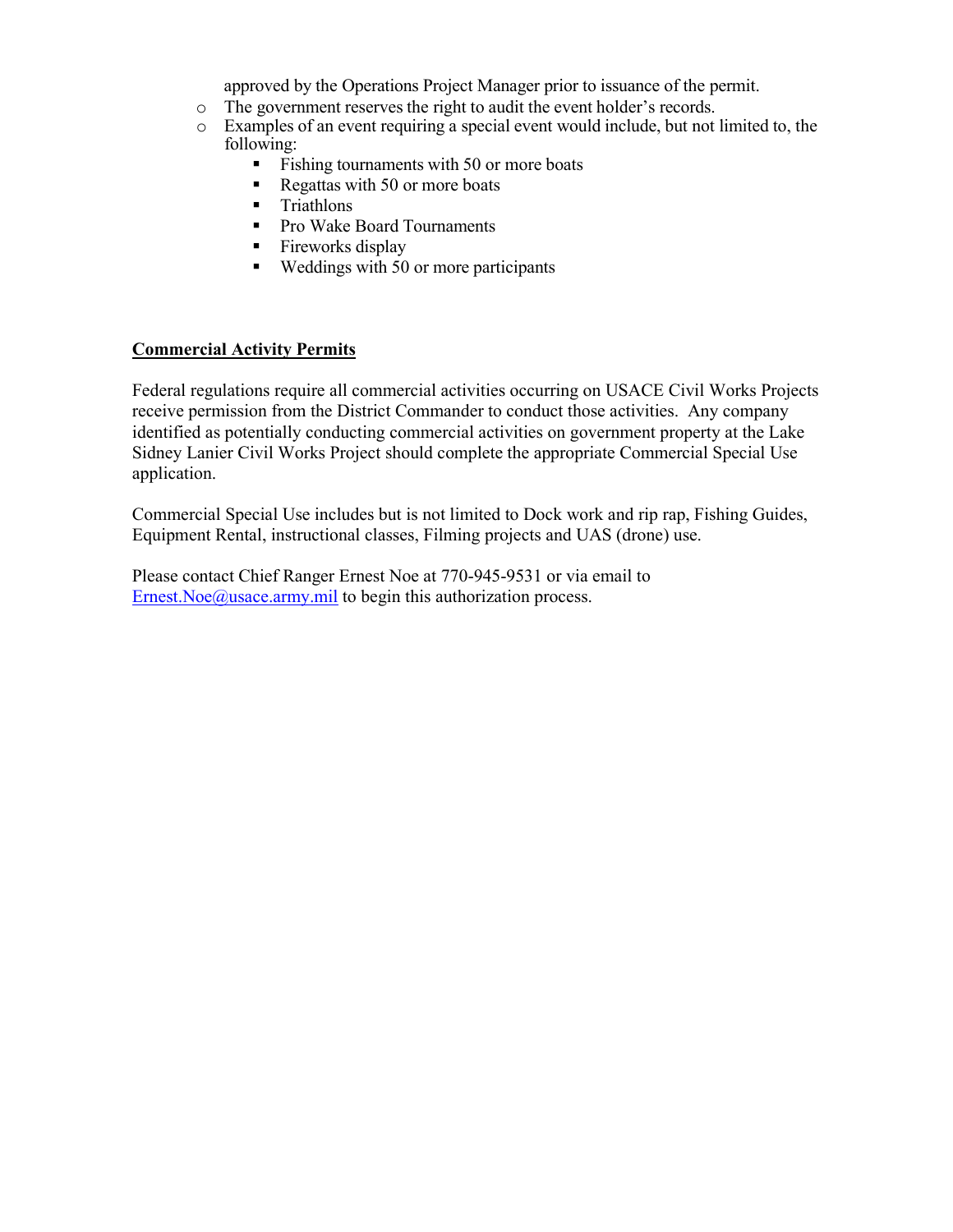approved by the Operations Project Manager prior to issuance of the permit.

- The government reserves the right to audit the event holder's records.
- Examples of an event requiring a special event would include, but not limited to, the following:
  - Fishing tournaments with 50 or more boats
  - Regattas with 50 or more boats
  - Triathlons
  - Pro Wake Board Tournaments
  - Fireworks display
  - Weddings with 50 or more participants

## Commercial Activity Permits

Federal regulations require all commercial activities occurring on USACE Civil Works Projects receive permission from the District Commander to conduct those activities. Any company identified as potentially conducting commercial activities on government property at the Lake Sidney Lanier Civil Works Project should complete the appropriate Commercial Special Use application.

Commercial Special Use includes but is not limited to Dock work and rip rap, Fishing Guides, Equipment Rental, instructional classes, Filming projects and UAS (drone) use.

Please contact Chief Ranger Ernest Noe at 770-945-9531 or via email to Ernest.Noe@usace.army.mil to begin this authorization process.